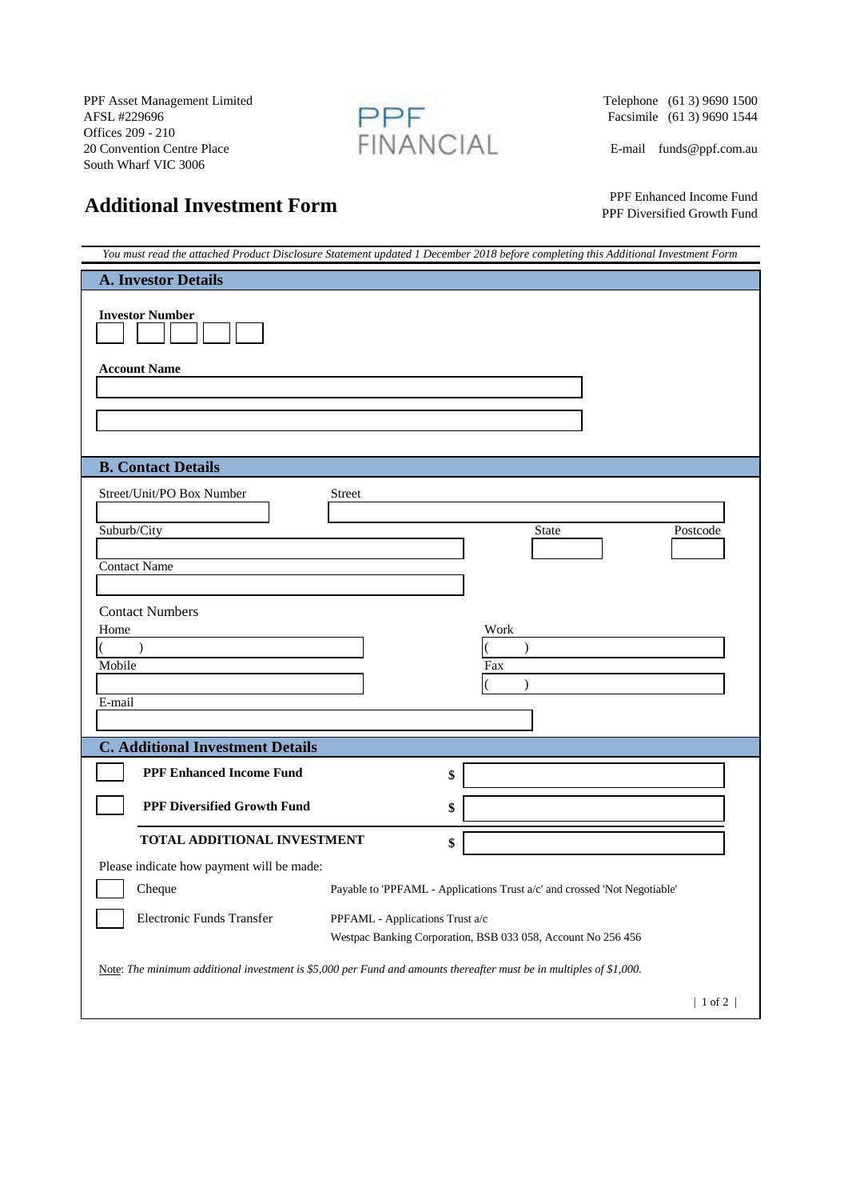PPF Asset Management Limited
AFSL #229696
Offices 209 - 210
20 Convention Centre Place
South Wharf VIC 3006

PPF FINANCIAL

Telephone (61 3) 9690 1500
Facsimile (61 3) 9690 1544

E-mail funds@ppf.com.au

# Additional Investment Form

PPF Enhanced Income Fund
PPF Diversified Growth Fund

*You must read the attached Product Disclosure Statement updated 1 December 2018 before completing this Additional Investment Form*

## A. Investor Details

**Investor Number**

☐☐☐☐☐

**Account Name**

______________________________

______________________________

## B. Contact Details

Street/Unit/PO Box Number ____________ Street ______________________________

Suburb/City ______________________ State ________ Postcode ________

Contact Name ______________________

Contact Numbers

Home ( ) ____________ Work ( ) ____________

Mobile ____________ Fax ( ) ____________

E-mail ______________________________

## C. Additional Investment Details

| | | |
|---|---|---|
| ☐ | **PPF Enhanced Income Fund** | **$** |
| ☐ | **PPF Diversified Growth Fund** | **$** |
| | **TOTAL ADDITIONAL INVESTMENT** | **$** |

Please indicate how payment will be made:

☐ Cheque — Payable to 'PPFAML - Applications Trust a/c' and crossed 'Not Negotiable'

☐ Electronic Funds Transfer — PPFAML - Applications Trust a/c
Westpac Banking Corporation, BSB 033 058, Account No 256 456

Note: *The minimum additional investment is $5,000 per Fund and amounts thereafter must be in multiples of $1,000.*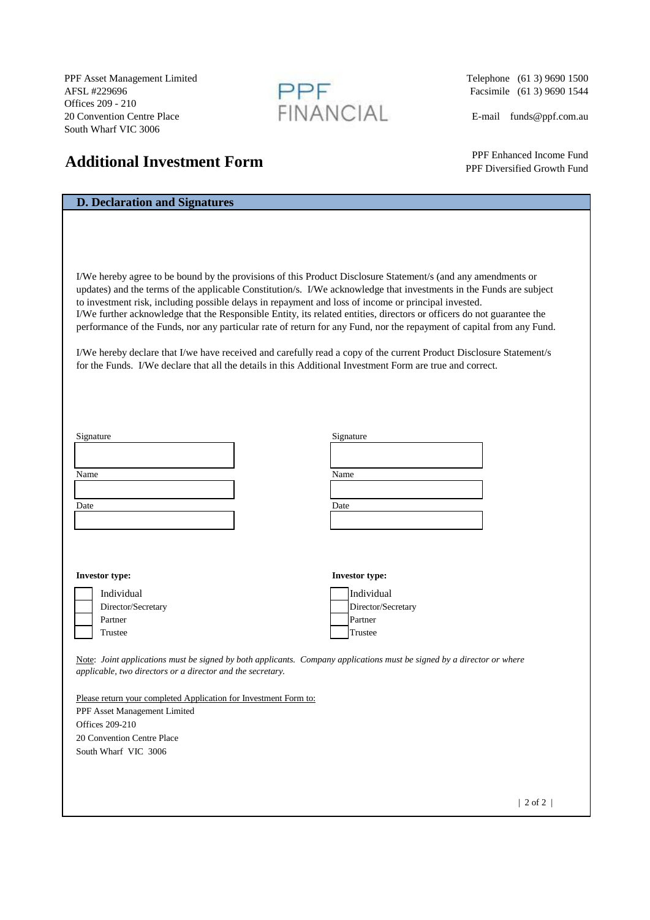PPF Asset Management Limited
AFSL #229696
Offices 209 - 210
20 Convention Centre Place
South Wharf VIC 3006

PPF FINANCIAL

Telephone (61 3) 9690 1500
Facsimile (61 3) 9690 1544

E-mail funds@ppf.com.au

# Additional Investment Form

PPF Enhanced Income Fund
PPF Diversified Growth Fund

## D. Declaration and Signatures

I/We hereby agree to be bound by the provisions of this Product Disclosure Statement/s (and any amendments or updates) and the terms of the applicable Constitution/s. I/We acknowledge that investments in the Funds are subject to investment risk, including possible delays in repayment and loss of income or principal invested.
I/We further acknowledge that the Responsible Entity, its related entities, directors or officers do not guarantee the performance of the Funds, nor any particular rate of return for any Fund, nor the repayment of capital from any Fund.

I/We hereby declare that I/we have received and carefully read a copy of the current Product Disclosure Statement/s for the Funds. I/We declare that all the details in this Additional Investment Form are true and correct.

| | |
|---|---|
| Signature | Signature |
| Name | Name |
| Date | Date |

| | |
|---|---|
| **Investor type:** | **Investor type:** |
| ☐ Individual | ☐ Individual |
| ☐ Director/Secretary | ☐ Director/Secretary |
| ☐ Partner | ☐ Partner |
| ☐ Trustee | ☐ Trustee |

Note: *Joint applications must be signed by both applicants. Company applications must be signed by a director or where applicable, two directors or a director and the secretary.*

Please return your completed Application for Investment Form to:
PPF Asset Management Limited
Offices 209-210
20 Convention Centre Place
South Wharf VIC 3006